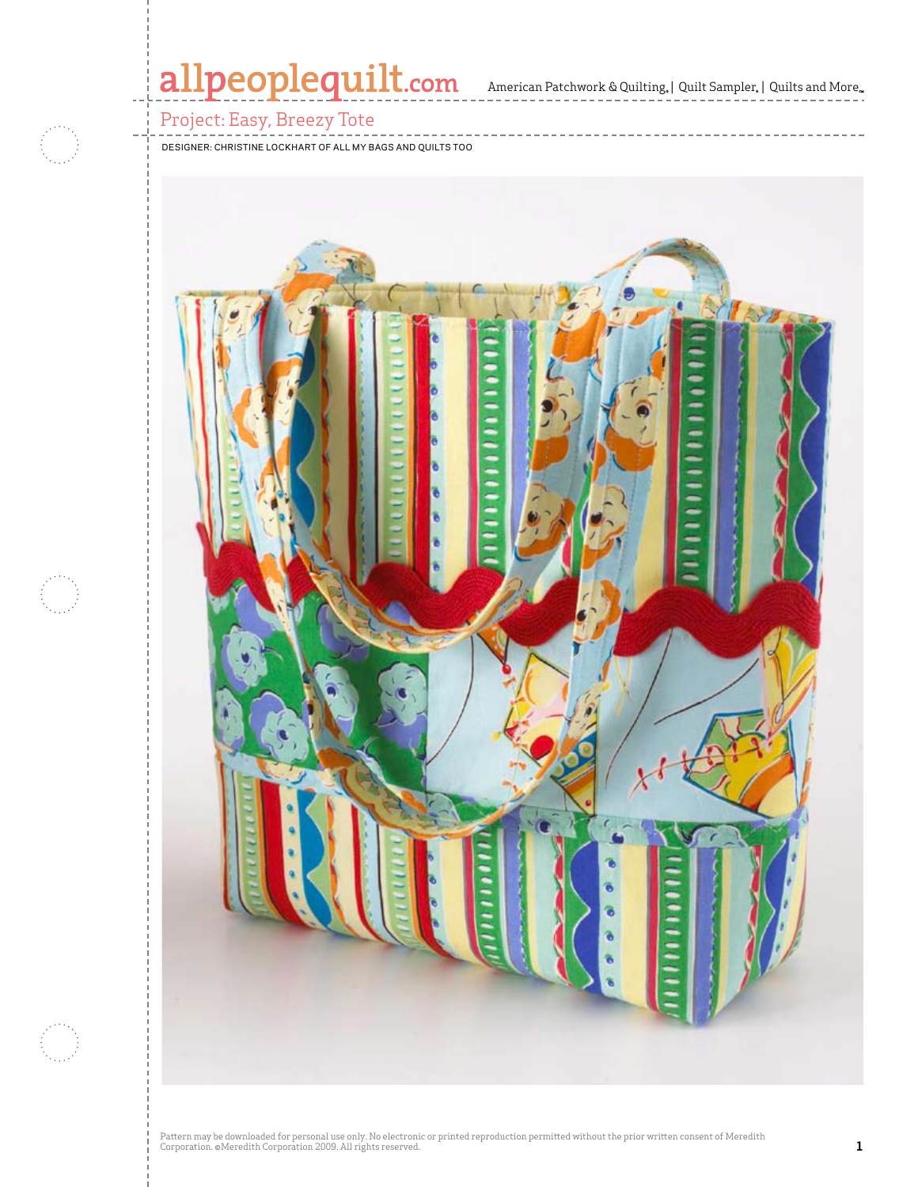# Project: Easy, Breezy Tote

DESIGNER: CHRISTINE LOCKHART OF ALL MY BAGS AND QUILTS TOO

Pattern may be downloaded for personal use only. No electronic or printed reproduction permitted without the prior written consent of Meredith Corporation. ©Meredith Corporation 2009. All rights reserved.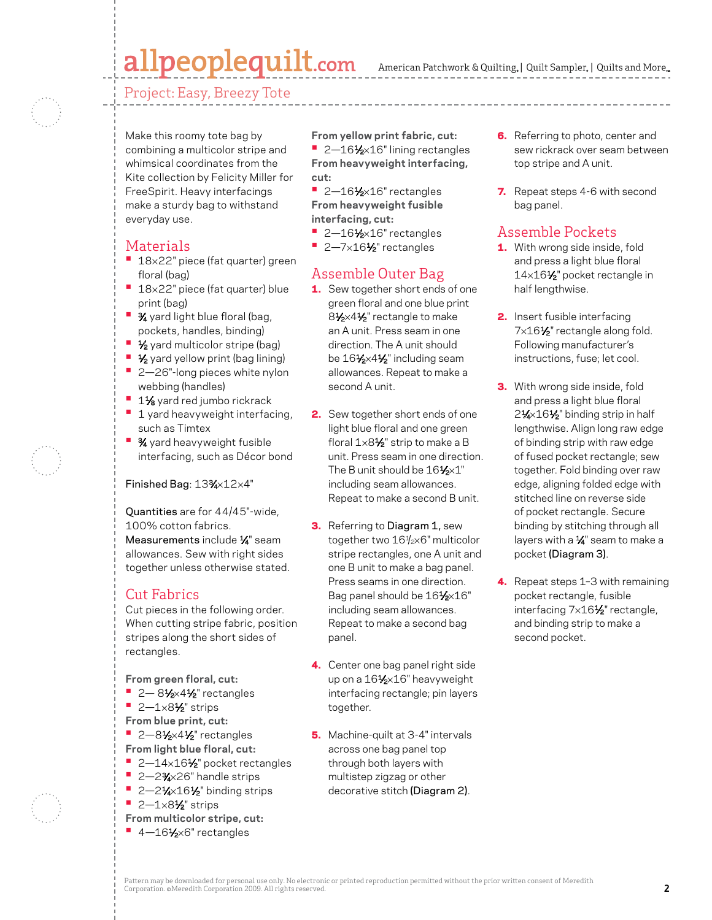Project: Easy, Breezy Tote

Make this roomy tote bag by combining a multicolor stripe and whimsical coordinates from the Kite collection by Felicity Miller for FreeSpirit. Heavy interfacings make a sturdy bag to withstand everyday use.

## Materials

- 18×22" piece (fat quarter) green floral (bag)
- 18×22" piece (fat quarter) blue print (bag)
- ¾ yard light blue floral (bag, pockets, handles, binding)
- ½ yard multicolor stripe (bag)
- ½ yard yellow print (bag lining)
- 2—26"-long pieces white nylon webbing (handles)
- 1⅛ yard red jumbo rickrack
- 1 yard heavyweight interfacing, such as Timtex
- ¾ yard heavyweight fusible interfacing, such as Décor bond

Finished Bag: 13¾×12×4"

Quantities are for 44/45"-wide, 100% cotton fabrics.
Measurements include ¼" seam allowances. Sew with right sides together unless otherwise stated.

## Cut Fabrics

Cut pieces in the following order. When cutting stripe fabric, position stripes along the short sides of rectangles.

**From green floral, cut:**
- 2— 8½×4½" rectangles
- 2—1×8½" strips

**From blue print, cut:**
- 2—8½×4½" rectangles

**From light blue floral, cut:**
- 2—14×16½" pocket rectangles
- 2—2¾×26" handle strips
- 2—2¼×16½" binding strips
- 2—1×8½" strips

**From multicolor stripe, cut:**
- 4—16½×6" rectangles

**From yellow print fabric, cut:**
- 2—16½×16" lining rectangles

**From heavyweight interfacing, cut:**
- 2—16½×16" rectangles

**From heavyweight fusible interfacing, cut:**
- 2—16½×16" rectangles
- 2—7×16½" rectangles

## Assemble Outer Bag

1. Sew together short ends of one green floral and one blue print 8½×4½" rectangle to make an A unit. Press seam in one direction. The A unit should be 16½×4½" including seam allowances. Repeat to make a second A unit.

2. Sew together short ends of one light blue floral and one green floral 1×8½" strip to make a B unit. Press seam in one direction. The B unit should be 16½×1" including seam allowances. Repeat to make a second B unit.

3. Referring to **Diagram 1**, sew together two 16½×6" multicolor stripe rectangles, one A unit and one B unit to make a bag panel. Press seams in one direction. Bag panel should be 16½×16" including seam allowances. Repeat to make a second bag panel.

4. Center one bag panel right side up on a 16½×16" heavyweight interfacing rectangle; pin layers together.

5. Machine-quilt at 3-4" intervals across one bag panel top through both layers with multistep zigzag or other decorative stitch **(Diagram 2)**.

6. Referring to photo, center and sew rickrack over seam between top stripe and A unit.

7. Repeat steps 4-6 with second bag panel.

## Assemble Pockets

1. With wrong side inside, fold and press a light blue floral 14×16½" pocket rectangle in half lengthwise.

2. Insert fusible interfacing 7×16½" rectangle along fold. Following manufacturer's instructions, fuse; let cool.

3. With wrong side inside, fold and press a light blue floral 2¼×16½" binding strip in half lengthwise. Align long raw edge of binding strip with raw edge of fused pocket rectangle; sew together. Fold binding over raw edge, aligning folded edge with stitched line on reverse side of pocket rectangle. Secure binding by stitching through all layers with a ¼" seam to make a pocket **(Diagram 3)**.

4. Repeat steps 1–3 with remaining pocket rectangle, fusible interfacing 7×16½" rectangle, and binding strip to make a second pocket.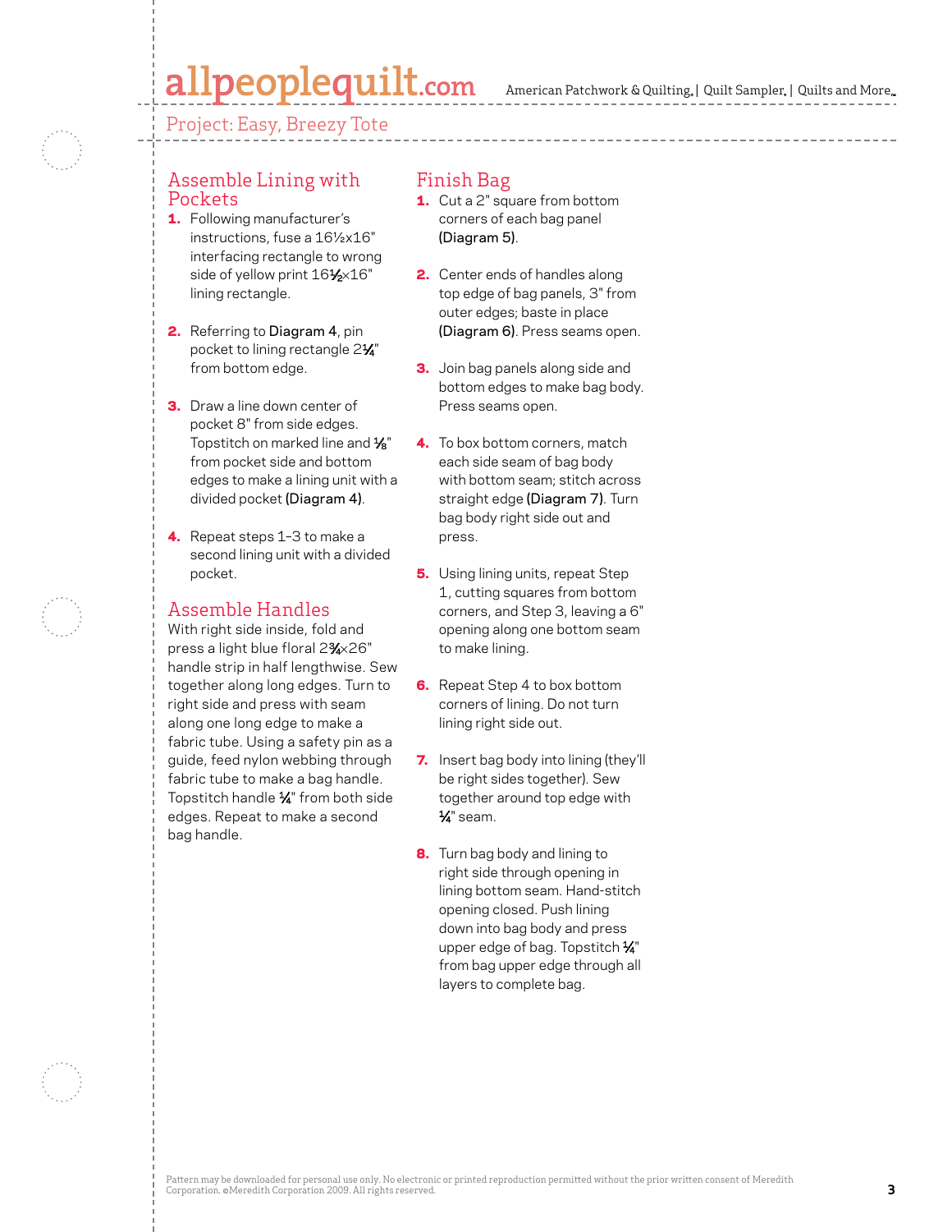## Assemble Lining with Pockets

1. Following manufacturer's instructions, fuse a 16½x16" interfacing rectangle to wrong side of yellow print 16½x16" lining rectangle.
2. Referring to **Diagram 4**, pin pocket to lining rectangle 2¼" from bottom edge.
3. Draw a line down center of pocket 8" from side edges. Topstitch on marked line and ⅛" from pocket side and bottom edges to make a lining unit with a divided pocket **(Diagram 4)**.
4. Repeat steps 1–3 to make a second lining unit with a divided pocket.

## Assemble Handles

With right side inside, fold and press a light blue floral 2¾x26" handle strip in half lengthwise. Sew together along long edges. Turn to right side and press with seam along one long edge to make a fabric tube. Using a safety pin as a guide, feed nylon webbing through fabric tube to make a bag handle. Topstitch handle ¼" from both side edges. Repeat to make a second bag handle.

## Finish Bag

1. Cut a 2" square from bottom corners of each bag panel **(Diagram 5)**.
2. Center ends of handles along top edge of bag panels, 3" from outer edges; baste in place **(Diagram 6)**. Press seams open.
3. Join bag panels along side and bottom edges to make bag body. Press seams open.
4. To box bottom corners, match each side seam of bag body with bottom seam; stitch across straight edge **(Diagram 7)**. Turn bag body right side out and press.
5. Using lining units, repeat Step 1, cutting squares from bottom corners, and Step 3, leaving a 6" opening along one bottom seam to make lining.
6. Repeat Step 4 to box bottom corners of lining. Do not turn lining right side out.
7. Insert bag body into lining (they'll be right sides together). Sew together around top edge with ¼" seam.
8. Turn bag body and lining to right side through opening in lining bottom seam. Hand-stitch opening closed. Push lining down into bag body and press upper edge of bag. Topstitch ¼" from bag upper edge through all layers to complete bag.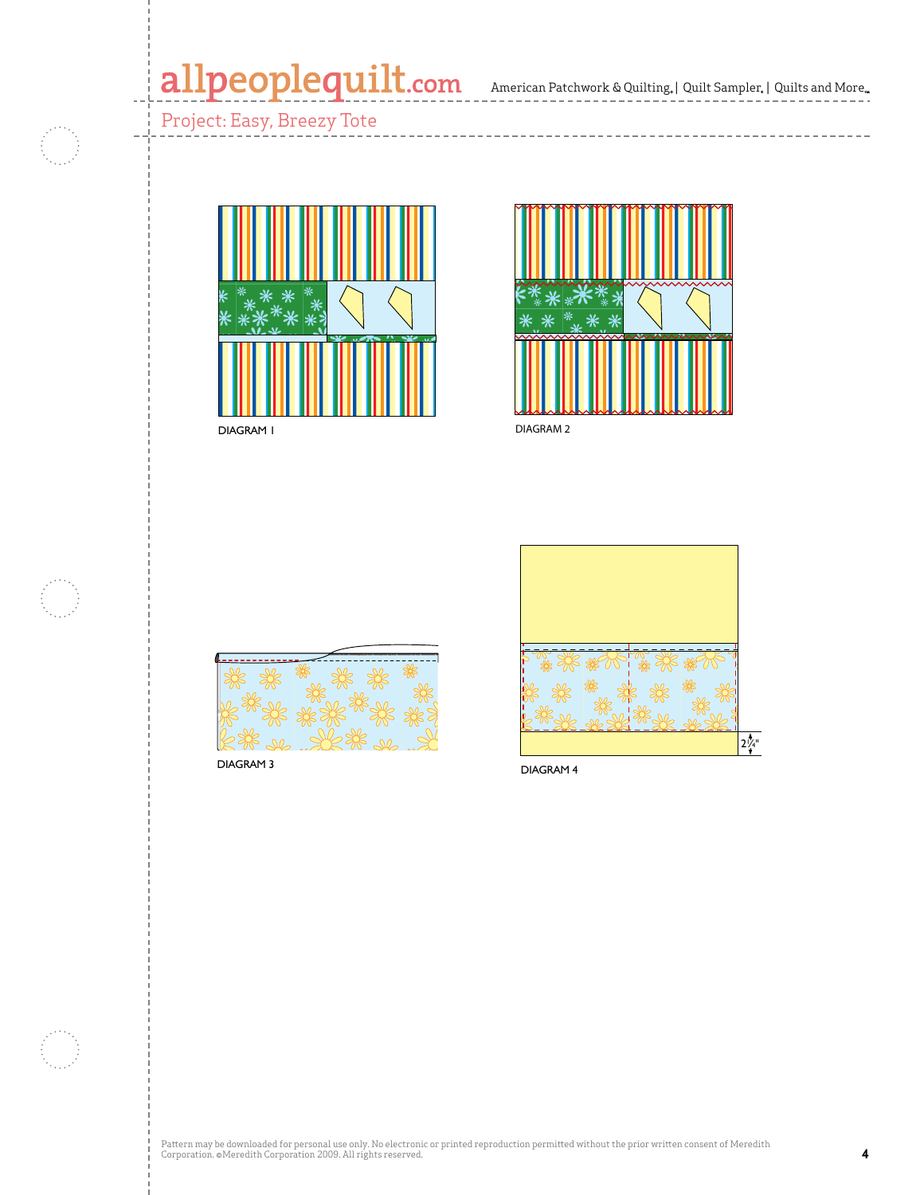DIAGRAM 1

DIAGRAM 2

DIAGRAM 3

DIAGRAM 4

2¼"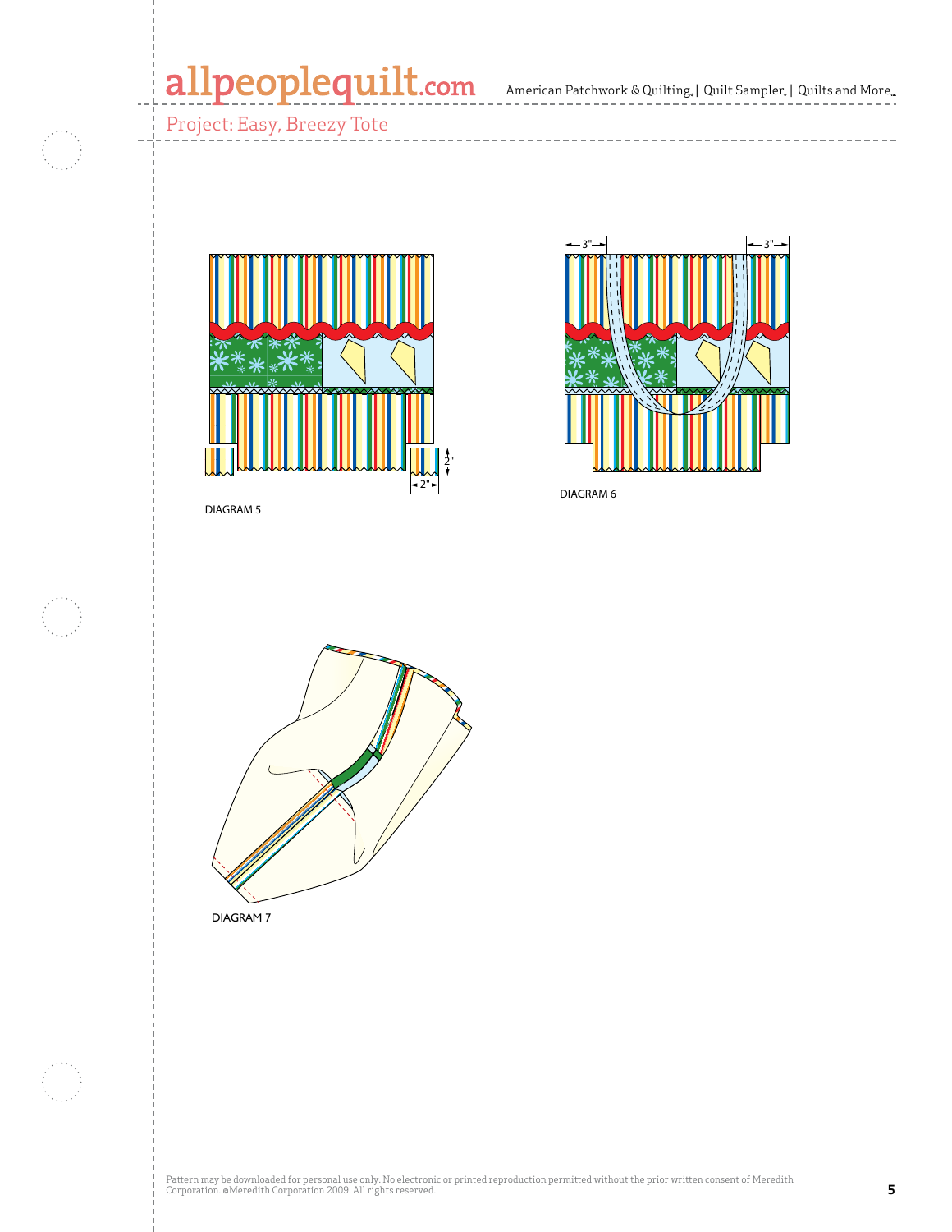3" 3"

2"

2"

DIAGRAM 5

DIAGRAM 6

DIAGRAM 7